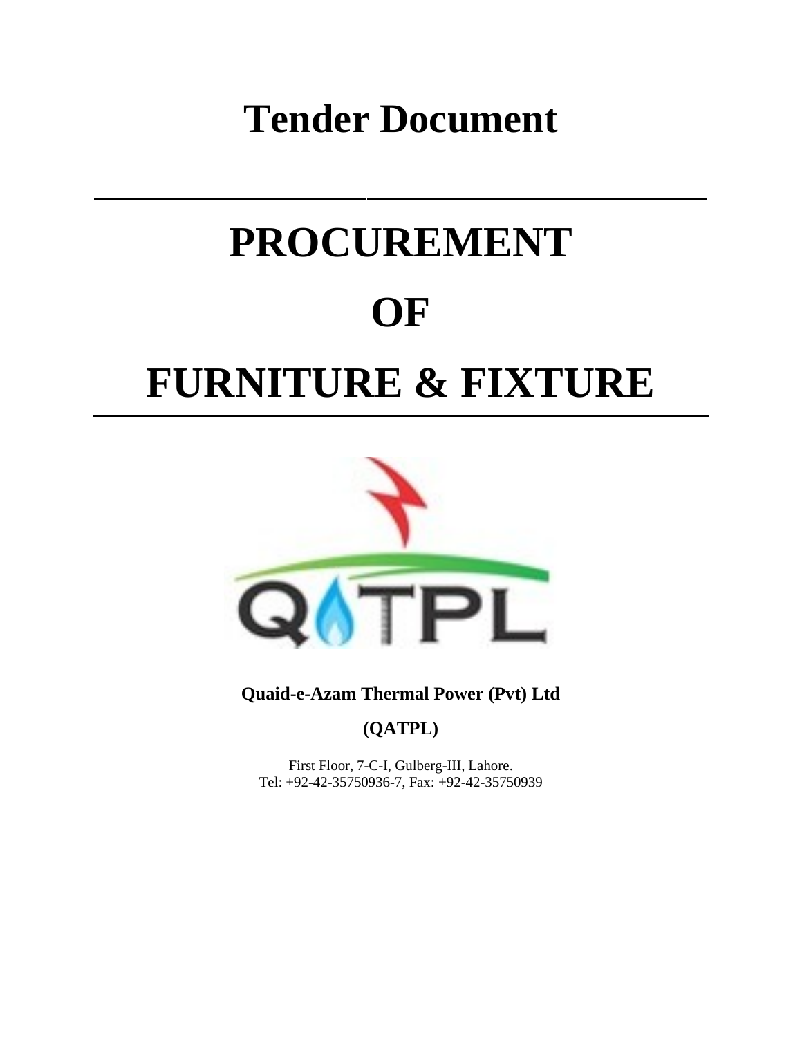# Tender Document

---

# PROCUREMENT

# OF

# FURNITURE & FIXTURE

---

**Quaid-e-Azam Thermal Power (Pvt) Ltd**

**(QATPL)**

First Floor, 7-C-I, Gulberg-III, Lahore.
Tel: +92-42-35750936-7, Fax: +92-42-35750939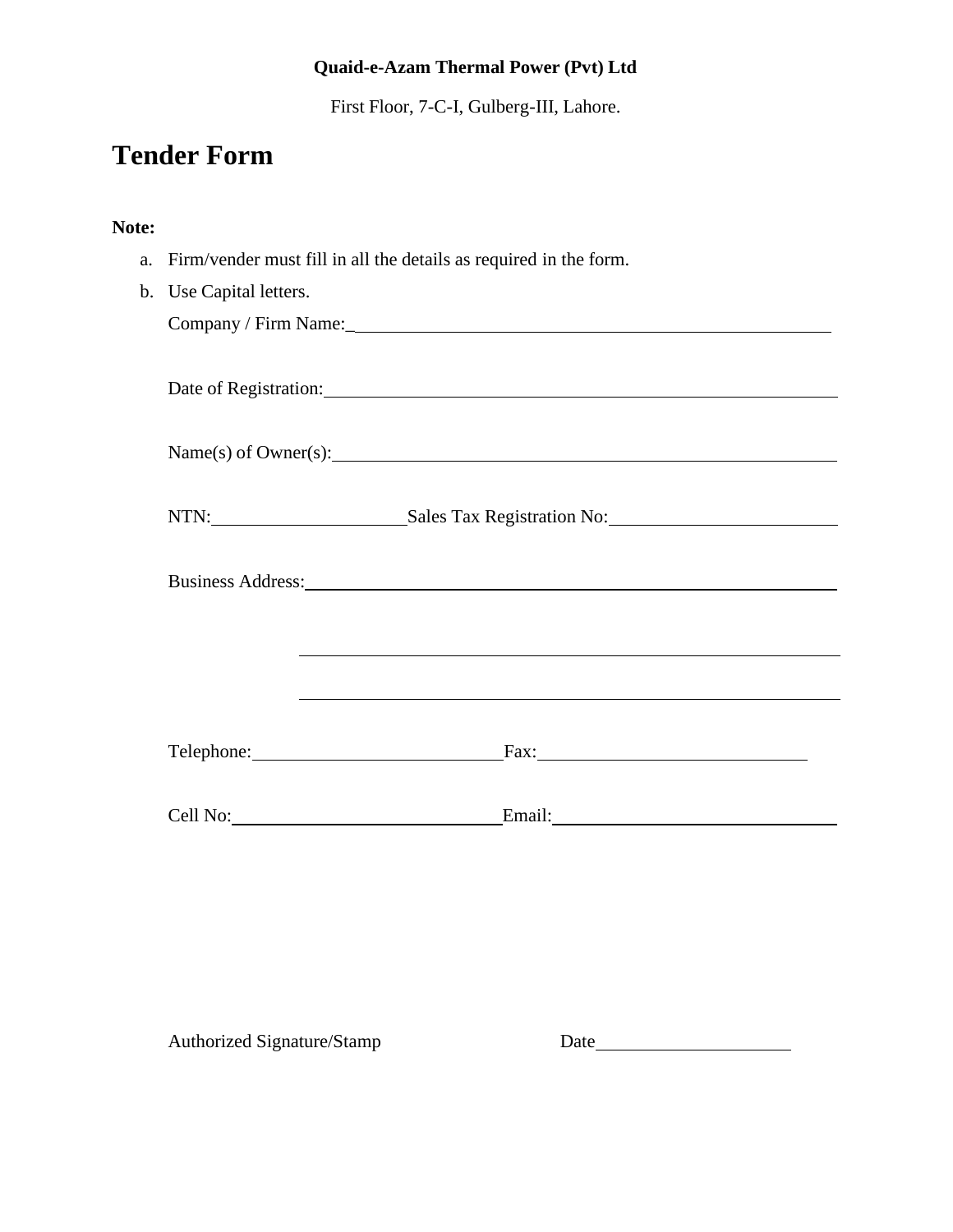**Quaid-e-Azam Thermal Power (Pvt) Ltd**

First Floor, 7-C-I, Gulberg-III, Lahore.

# Tender Form

**Note:**

a. Firm/vender must fill in all the details as required in the form.
b. Use Capital letters.

Company / Firm Name:_______________________________________________

Date of Registration:_______________________________________________

Name(s) of Owner(s):_______________________________________________

NTN:____________________ Sales Tax Registration No:_______________________

Business Address:_______________________________________________

_______________________________________________

_______________________________________________

Telephone:_________________________ Fax:___________________________

Cell No:___________________________ Email:___________________________

Authorized Signature/Stamp Date____________________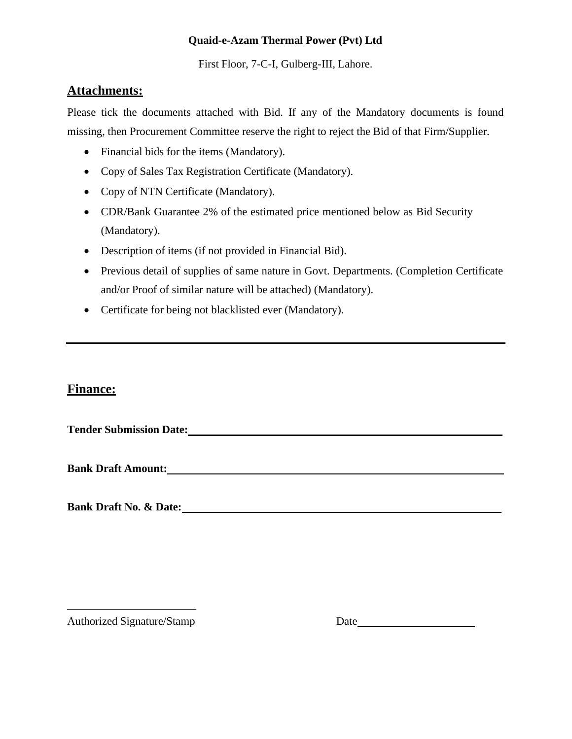**Quaid-e-Azam Thermal Power (Pvt) Ltd**

First Floor, 7-C-I, Gulberg-III, Lahore.

## Attachments:

Please tick the documents attached with Bid. If any of the Mandatory documents is found missing, then Procurement Committee reserve the right to reject the Bid of that Firm/Supplier.

- Financial bids for the items (Mandatory).
- Copy of Sales Tax Registration Certificate (Mandatory).
- Copy of NTN Certificate (Mandatory).
- CDR/Bank Guarantee 2% of the estimated price mentioned below as Bid Security (Mandatory).
- Description of items (if not provided in Financial Bid).
- Previous detail of supplies of same nature in Govt. Departments. (Completion Certificate and/or Proof of similar nature will be attached) (Mandatory).
- Certificate for being not blacklisted ever (Mandatory).

---

## Finance:

**Tender Submission Date:**\_\_\_\_\_\_\_\_\_\_\_\_\_\_\_\_\_\_\_\_\_\_\_\_\_\_\_\_

**Bank Draft Amount:**\_\_\_\_\_\_\_\_\_\_\_\_\_\_\_\_\_\_\_\_\_\_\_\_\_\_\_\_

**Bank Draft No. & Date:**\_\_\_\_\_\_\_\_\_\_\_\_\_\_\_\_\_\_\_\_\_\_\_\_\_\_\_\_

\_\_\_\_\_\_\_\_\_\_\_\_\_\_\_\_\_\_\_\_\_\_\_\_

Authorized Signature/Stamp　　　　　　　　Date\_\_\_\_\_\_\_\_\_\_\_\_\_\_\_\_\_\_\_\_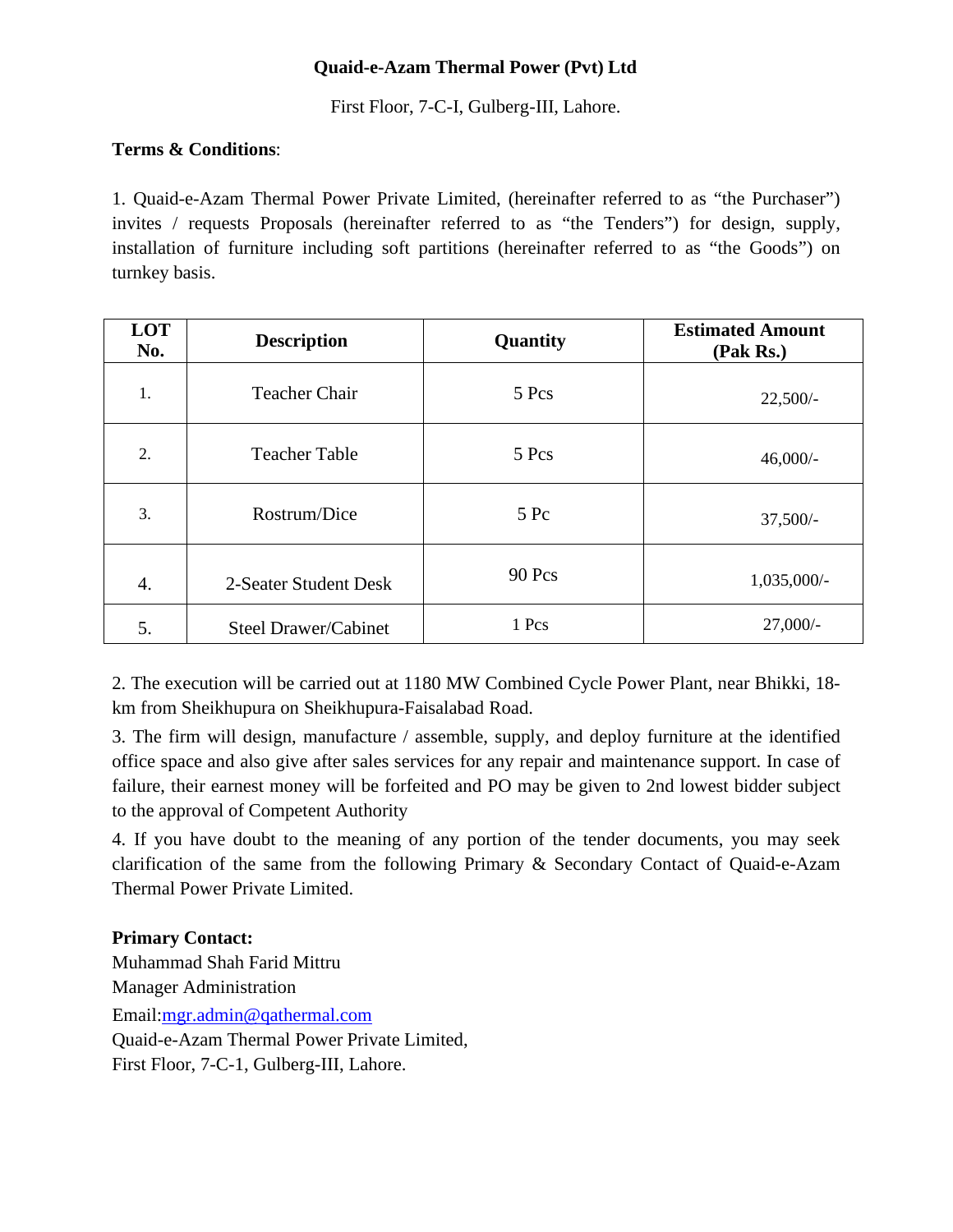**Quaid-e-Azam Thermal Power (Pvt) Ltd**

First Floor, 7-C-I, Gulberg-III, Lahore.

**Terms & Conditions**:

1. Quaid-e-Azam Thermal Power Private Limited, (hereinafter referred to as "the Purchaser") invites / requests Proposals (hereinafter referred to as "the Tenders") for design, supply, installation of furniture including soft partitions (hereinafter referred to as "the Goods") on turnkey basis.

| LOT No. | Description | Quantity | Estimated Amount (Pak Rs.) |
|---|---|---|---|
| 1. | Teacher Chair | 5 Pcs | 22,500/- |
| 2. | Teacher Table | 5 Pcs | 46,000/- |
| 3. | Rostrum/Dice | 5 Pc | 37,500/- |
| 4. | 2-Seater Student Desk | 90 Pcs | 1,035,000/- |
| 5. | Steel Drawer/Cabinet | 1 Pcs | 27,000/- |

2. The execution will be carried out at 1180 MW Combined Cycle Power Plant, near Bhikki, 18-km from Sheikhupura on Sheikhupura-Faisalabad Road.

3. The firm will design, manufacture / assemble, supply, and deploy furniture at the identified office space and also give after sales services for any repair and maintenance support. In case of failure, their earnest money will be forfeited and PO may be given to 2nd lowest bidder subject to the approval of Competent Authority

4. If you have doubt to the meaning of any portion of the tender documents, you may seek clarification of the same from the following Primary & Secondary Contact of Quaid-e-Azam Thermal Power Private Limited.

**Primary Contact:**
Muhammad Shah Farid Mittru
Manager Administration
Email:mgr.admin@qathermal.com
Quaid-e-Azam Thermal Power Private Limited,
First Floor, 7-C-1, Gulberg-III, Lahore.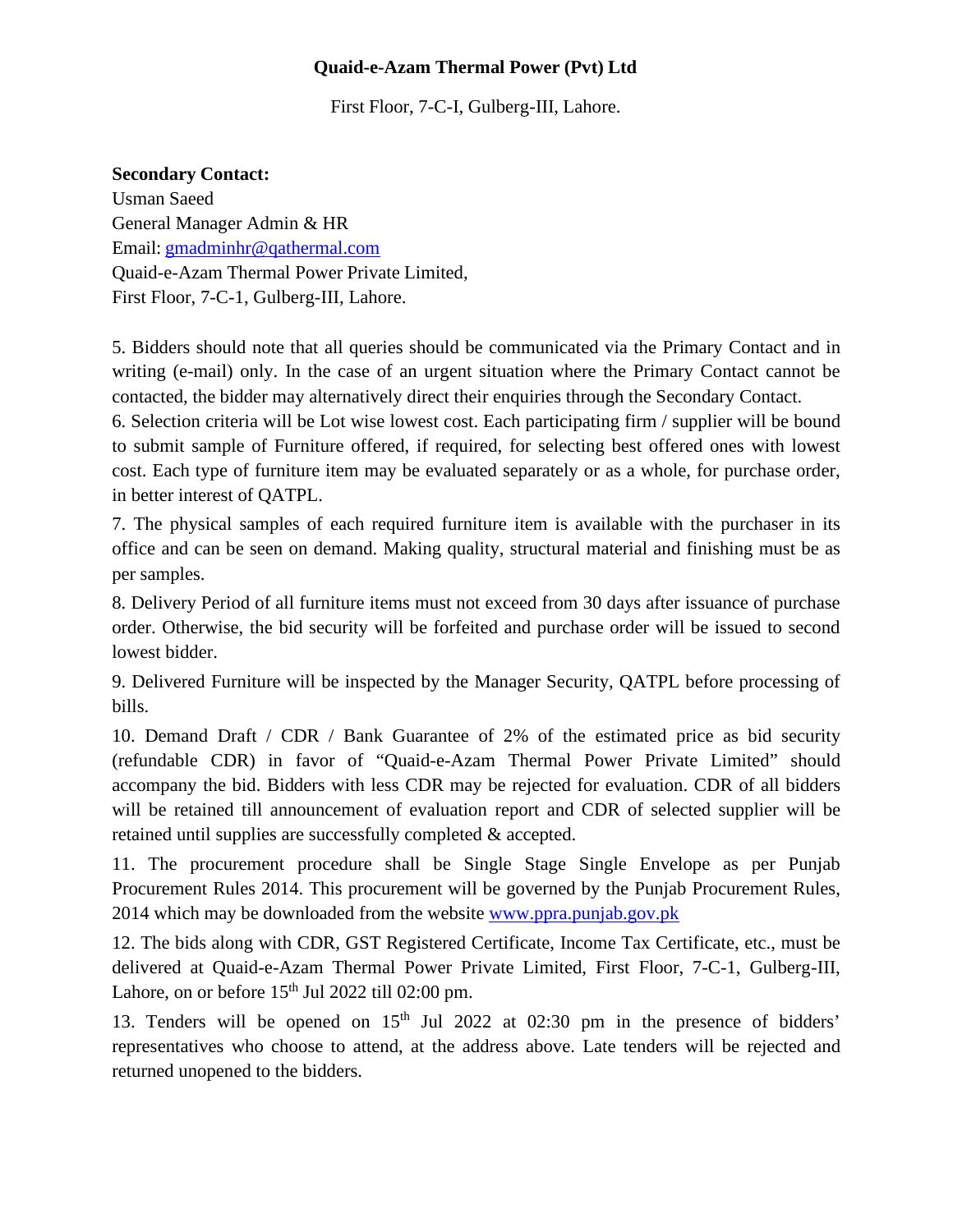**Quaid-e-Azam Thermal Power (Pvt) Ltd**

First Floor, 7-C-I, Gulberg-III, Lahore.

**Secondary Contact:**
Usman Saeed
General Manager Admin & HR
Email: gmadminhr@qathermal.com
Quaid-e-Azam Thermal Power Private Limited,
First Floor, 7-C-1, Gulberg-III, Lahore.

5. Bidders should note that all queries should be communicated via the Primary Contact and in writing (e-mail) only. In the case of an urgent situation where the Primary Contact cannot be contacted, the bidder may alternatively direct their enquiries through the Secondary Contact.

6. Selection criteria will be Lot wise lowest cost. Each participating firm / supplier will be bound to submit sample of Furniture offered, if required, for selecting best offered ones with lowest cost. Each type of furniture item may be evaluated separately or as a whole, for purchase order, in better interest of QATPL.

7. The physical samples of each required furniture item is available with the purchaser in its office and can be seen on demand. Making quality, structural material and finishing must be as per samples.

8. Delivery Period of all furniture items must not exceed from 30 days after issuance of purchase order. Otherwise, the bid security will be forfeited and purchase order will be issued to second lowest bidder.

9. Delivered Furniture will be inspected by the Manager Security, QATPL before processing of bills.

10. Demand Draft / CDR / Bank Guarantee of 2% of the estimated price as bid security (refundable CDR) in favor of "Quaid-e-Azam Thermal Power Private Limited" should accompany the bid. Bidders with less CDR may be rejected for evaluation. CDR of all bidders will be retained till announcement of evaluation report and CDR of selected supplier will be retained until supplies are successfully completed & accepted.

11. The procurement procedure shall be Single Stage Single Envelope as per Punjab Procurement Rules 2014. This procurement will be governed by the Punjab Procurement Rules, 2014 which may be downloaded from the website www.ppra.punjab.gov.pk

12. The bids along with CDR, GST Registered Certificate, Income Tax Certificate, etc., must be delivered at Quaid-e-Azam Thermal Power Private Limited, First Floor, 7-C-1, Gulberg-III, Lahore, on or before 15th Jul 2022 till 02:00 pm.

13. Tenders will be opened on 15th Jul 2022 at 02:30 pm in the presence of bidders' representatives who choose to attend, at the address above. Late tenders will be rejected and returned unopened to the bidders.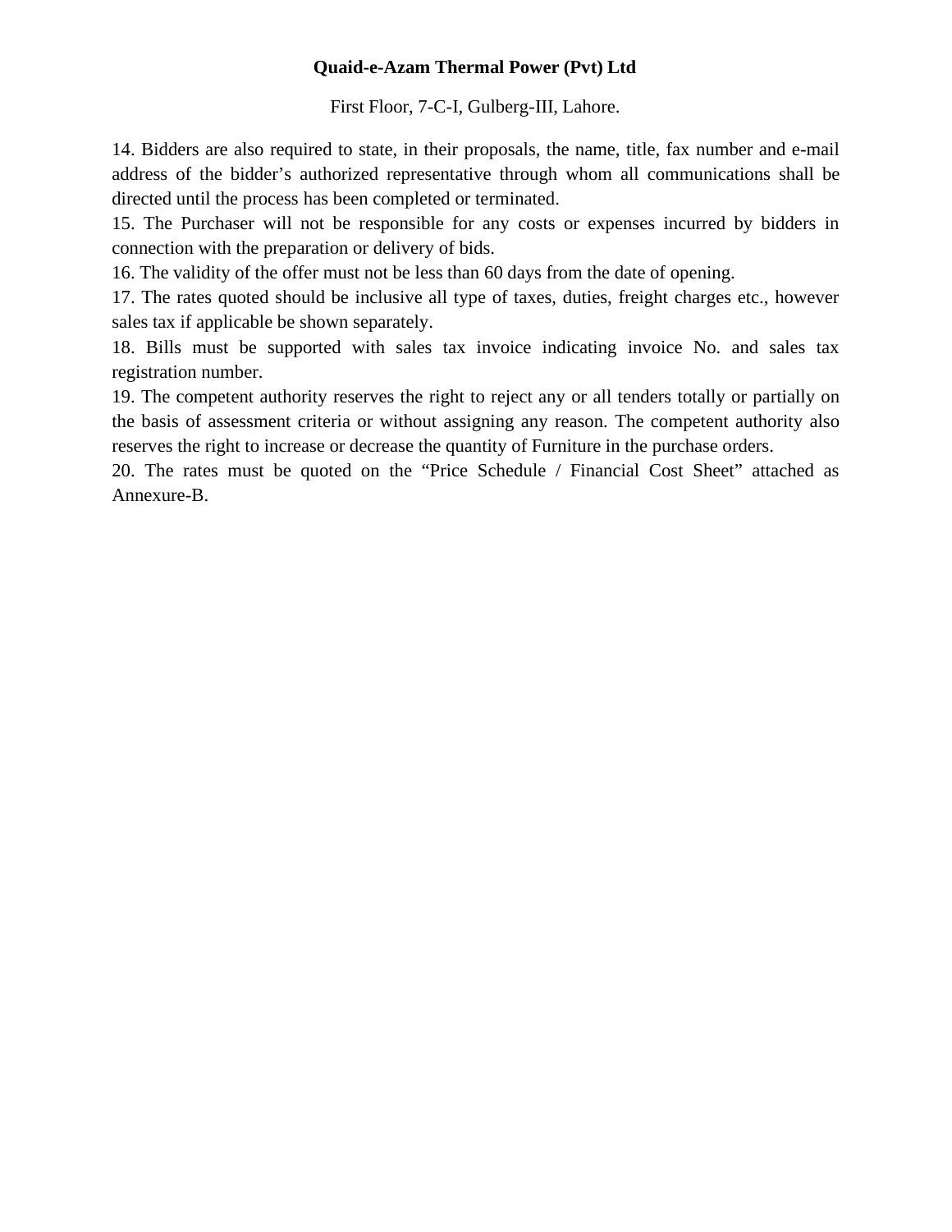**Quaid-e-Azam Thermal Power (Pvt) Ltd**

First Floor, 7-C-I, Gulberg-III, Lahore.

14. Bidders are also required to state, in their proposals, the name, title, fax number and e-mail address of the bidder's authorized representative through whom all communications shall be directed until the process has been completed or terminated.
15. The Purchaser will not be responsible for any costs or expenses incurred by bidders in connection with the preparation or delivery of bids.
16. The validity of the offer must not be less than 60 days from the date of opening.
17. The rates quoted should be inclusive all type of taxes, duties, freight charges etc., however sales tax if applicable be shown separately.
18. Bills must be supported with sales tax invoice indicating invoice No. and sales tax registration number.
19. The competent authority reserves the right to reject any or all tenders totally or partially on the basis of assessment criteria or without assigning any reason. The competent authority also reserves the right to increase or decrease the quantity of Furniture in the purchase orders.
20. The rates must be quoted on the "Price Schedule / Financial Cost Sheet" attached as Annexure-B.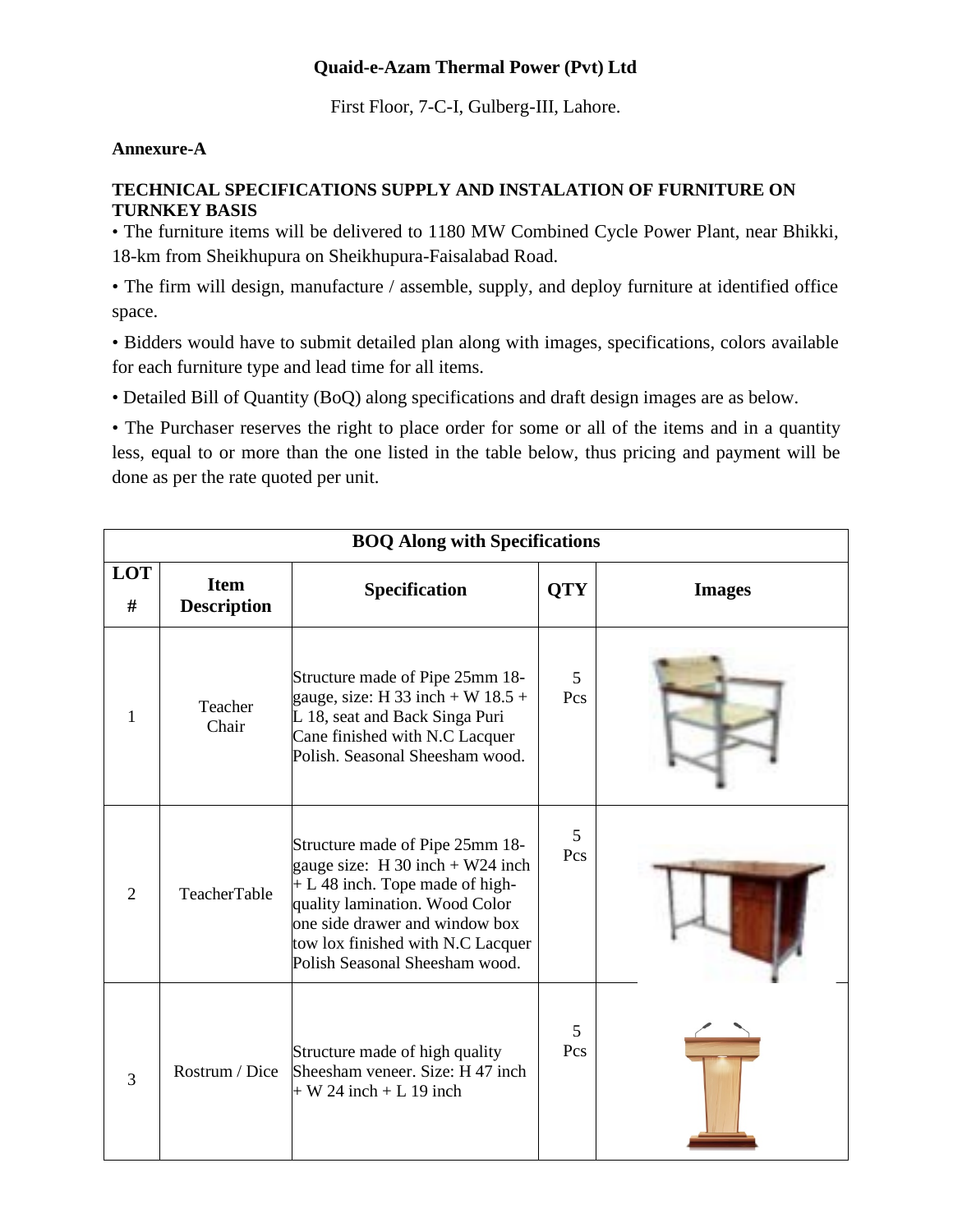**Quaid-e-Azam Thermal Power (Pvt) Ltd**

First Floor, 7-C-I, Gulberg-III, Lahore.

**Annexure-A**

**TECHNICAL SPECIFICATIONS SUPPLY AND INSTALATION OF FURNITURE ON TURNKEY BASIS**

• The furniture items will be delivered to 1180 MW Combined Cycle Power Plant, near Bhikki, 18-km from Sheikhupura on Sheikhupura-Faisalabad Road.

• The firm will design, manufacture / assemble, supply, and deploy furniture at identified office space.

• Bidders would have to submit detailed plan along with images, specifications, colors available for each furniture type and lead time for all items.

• Detailed Bill of Quantity (BoQ) along specifications and draft design images are as below.

• The Purchaser reserves the right to place order for some or all of the items and in a quantity less, equal to or more than the one listed in the table below, thus pricing and payment will be done as per the rate quoted per unit.

| **BOQ Along with Specifications** | | | | |
|---|---|---|---|---|
| **LOT #** | **Item Description** | **Specification** | **QTY** | **Images** |
| 1 | Teacher Chair | Structure made of Pipe 25mm 18-gauge, size: H 33 inch + W 18.5 + L 18, seat and Back Singa Puri Cane finished with N.C Lacquer Polish. Seasonal Sheesham wood. | 5 Pcs | |
| 2 | TeacherTable | Structure made of Pipe 25mm 18-gauge size: H 30 inch + W24 inch + L 48 inch. Tope made of high-quality lamination. Wood Color one side drawer and window box tow lox finished with N.C Lacquer Polish Seasonal Sheesham wood. | 5 Pcs | |
| 3 | Rostrum / Dice | Structure made of high quality Sheesham veneer. Size: H 47 inch + W 24 inch + L 19 inch | 5 Pcs | |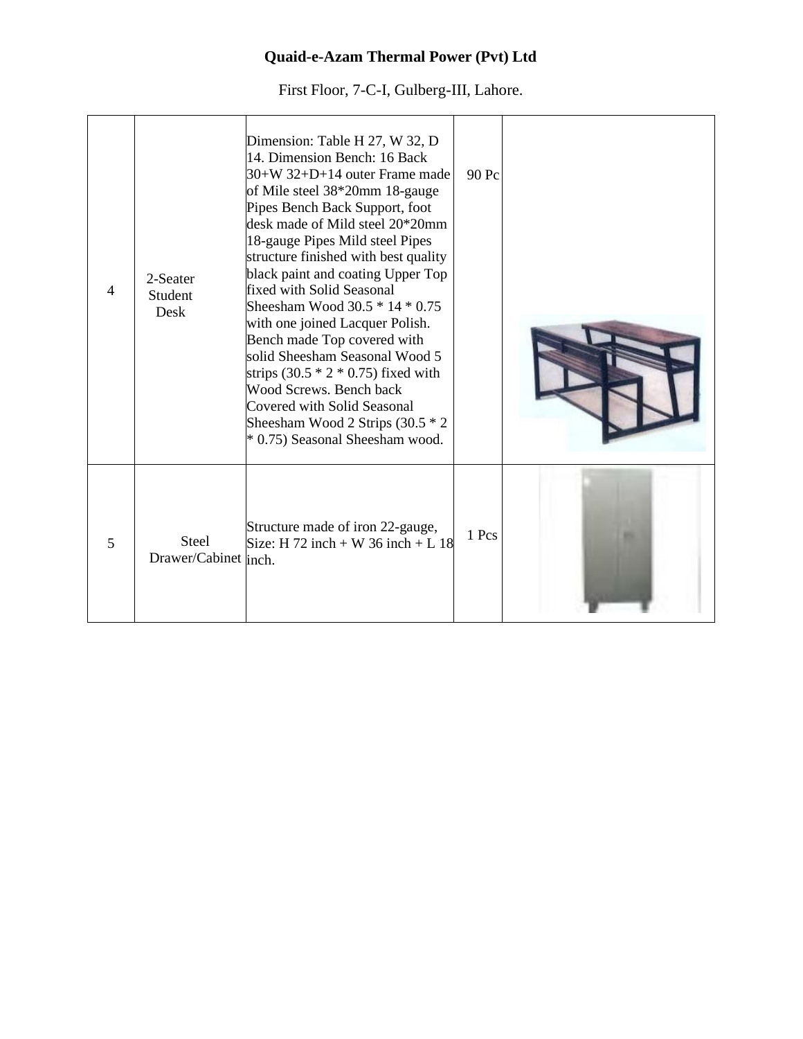**Quaid-e-Azam Thermal Power (Pvt) Ltd**

First Floor, 7-C-I, Gulberg-III, Lahore.

| | | | | |
|---|---|---|---|---|
| 4 | 2-Seater Student Desk | Dimension: Table H 27, W 32, D 14. Dimension Bench: 16 Back 30+W 32+D+14 outer Frame made of Mile steel 38*20mm 18-gauge Pipes Bench Back Support, foot desk made of Mild steel 20*20mm 18-gauge Pipes Mild steel Pipes structure finished with best quality black paint and coating Upper Top fixed with Solid Seasonal Sheesham Wood 30.5 * 14 * 0.75 with one joined Lacquer Polish. Bench made Top covered with solid Sheesham Seasonal Wood 5 strips (30.5 * 2 * 0.75) fixed with Wood Screws. Bench back Covered with Solid Seasonal Sheesham Wood 2 Strips (30.5 * 2 * 0.75) Seasonal Sheesham wood. | 90 Pc | |
| 5 | Steel Drawer/Cabinet | Structure made of iron 22-gauge, Size: H 72 inch + W 36 inch + L 18 inch. | 1 Pcs | |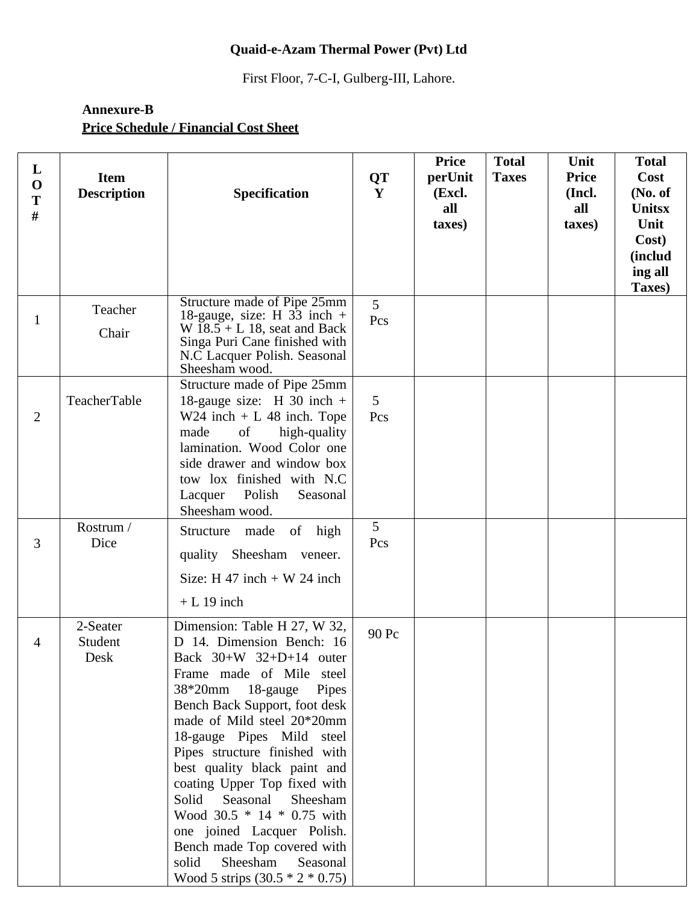**Quaid-e-Azam Thermal Power (Pvt) Ltd**

First Floor, 7-C-I, Gulberg-III, Lahore.

**Annexure-B**

**Price Schedule / Financial Cost Sheet**

| LOT # | Item Description | Specification | QTY | Price perUnit (Excl. all taxes) | Total Taxes | Unit Price (Incl. all taxes) | Total Cost (No. of Unitsx Unit Cost) (including all Taxes) |
|---|---|---|---|---|---|---|---|
| 1 | Teacher Chair | Structure made of Pipe 25mm 18-gauge, size: H 33 inch + W 18.5 + L 18, seat and Back Singa Puri Cane finished with N.C Lacquer Polish. Seasonal Sheesham wood. | 5 Pcs | | | | |
| 2 | TeacherTable | Structure made of Pipe 25mm 18-gauge size: H 30 inch + W24 inch + L 48 inch. Tope made of high-quality lamination. Wood Color one side drawer and window box tow lox finished with N.C Lacquer Polish Seasonal Sheesham wood. | 5 Pcs | | | | |
| 3 | Rostrum / Dice | Structure made of high quality Sheesham veneer. Size: H 47 inch + W 24 inch + L 19 inch | 5 Pcs | | | | |
| 4 | 2-Seater Student Desk | Dimension: Table H 27, W 32, D 14. Dimension Bench: 16 Back 30+W 32+D+14 outer Frame made of Mile steel 38*20mm 18-gauge Pipes Bench Back Support, foot desk made of Mild steel 20*20mm 18-gauge Pipes Mild steel Pipes structure finished with best quality black paint and coating Upper Top fixed with Solid Seasonal Sheesham Wood 30.5 * 14 * 0.75 with one joined Lacquer Polish. Bench made Top covered with solid Sheesham Seasonal Wood 5 strips (30.5 * 2 * 0.75) | 90 Pc | | | | |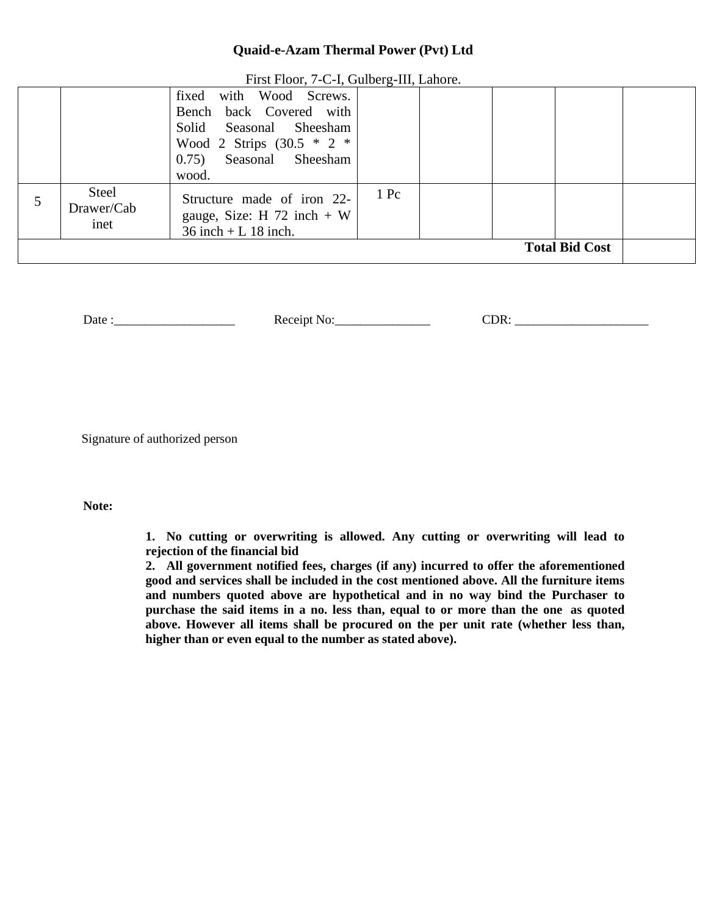**Quaid-e-Azam Thermal Power (Pvt) Ltd**

First Floor, 7-C-I, Gulberg-III, Lahore.

| | | | | | | | |
|---|---|---|---|---|---|---|---|
| | | fixed with Wood Screws. Bench back Covered with Solid Seasonal Sheesham Wood 2 Strips (30.5 * 2 * 0.75) Seasonal Sheesham wood. | | | | | |
| 5 | Steel Drawer/Cabinet | Structure made of iron 22-gauge, Size: H 72 inch + W 36 inch + L 18 inch. | 1 Pc | | | | |
| **Total Bid Cost** | | | | | | | |

Date :____________________ Receipt No:________________ CDR: ______________________

Signature of authorized person

**Note:**

**1. No cutting or overwriting is allowed. Any cutting or overwriting will lead to rejection of the financial bid**

**2. All government notified fees, charges (if any) incurred to offer the aforementioned good and services shall be included in the cost mentioned above. All the furniture items and numbers quoted above are hypothetical and in no way bind the Purchaser to purchase the said items in a no. less than, equal to or more than the one as quoted above. However all items shall be procured on the per unit rate (whether less than, higher than or even equal to the number as stated above).**